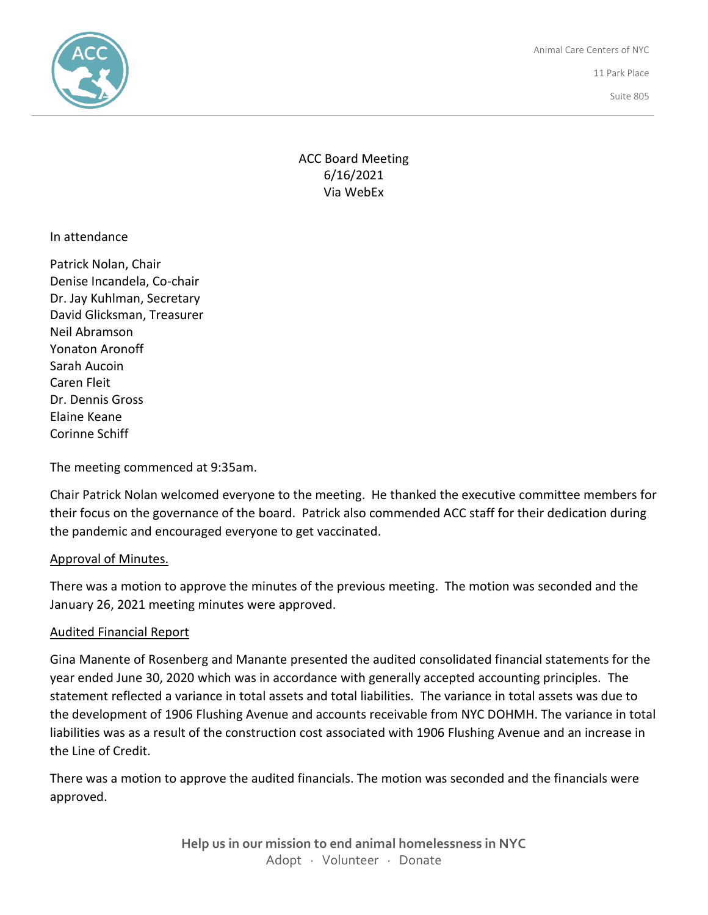Animal Care Centers of NYC
11 Park Place
Suite 805

ACC Board Meeting
6/16/2021
Via WebEx

In attendance

Patrick Nolan, Chair
Denise Incandela, Co-chair
Dr. Jay Kuhlman, Secretary
David Glicksman, Treasurer
Neil Abramson
Yonaton Aronoff
Sarah Aucoin
Caren Fleit
Dr. Dennis Gross
Elaine Keane
Corinne Schiff

The meeting commenced at 9:35am.

Chair Patrick Nolan welcomed everyone to the meeting. He thanked the executive committee members for their focus on the governance of the board. Patrick also commended ACC staff for their dedication during the pandemic and encouraged everyone to get vaccinated.

Approval of Minutes.

There was a motion to approve the minutes of the previous meeting. The motion was seconded and the January 26, 2021 meeting minutes were approved.

Audited Financial Report

Gina Manente of Rosenberg and Manante presented the audited consolidated financial statements for the year ended June 30, 2020 which was in accordance with generally accepted accounting principles. The statement reflected a variance in total assets and total liabilities. The variance in total assets was due to the development of 1906 Flushing Avenue and accounts receivable from NYC DOHMH. The variance in total liabilities was as a result of the construction cost associated with 1906 Flushing Avenue and an increase in the Line of Credit.

There was a motion to approve the audited financials. The motion was seconded and the financials were approved.

**Help us in our mission to end animal homelessness in NYC**
Adopt · Volunteer · Donate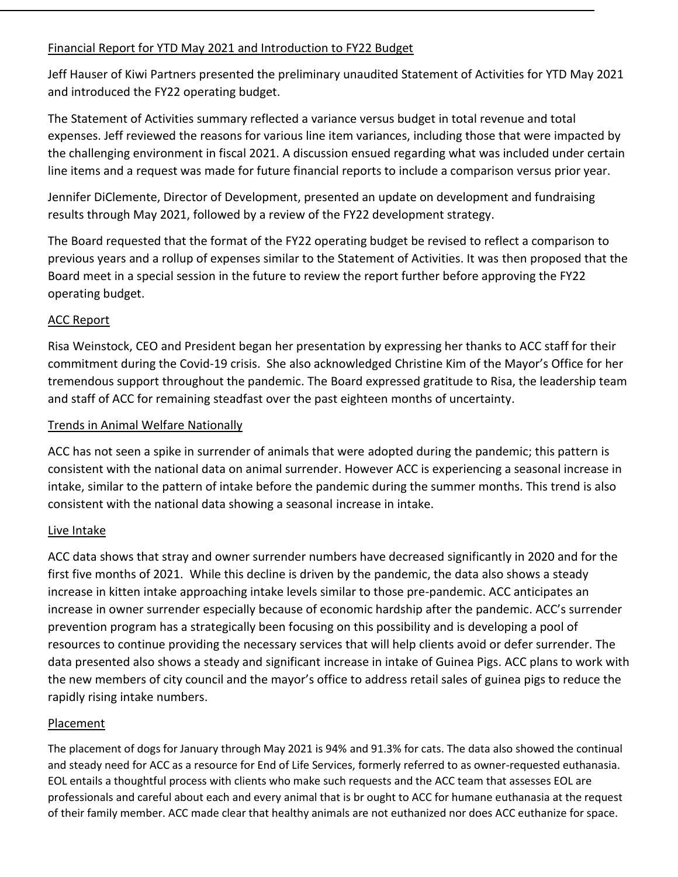## Financial Report for YTD May 2021 and Introduction to FY22 Budget

Jeff Hauser of Kiwi Partners presented the preliminary unaudited Statement of Activities for YTD May 2021 and introduced the FY22 operating budget.

The Statement of Activities summary reflected a variance versus budget in total revenue and total expenses. Jeff reviewed the reasons for various line item variances, including those that were impacted by the challenging environment in fiscal 2021. A discussion ensued regarding what was included under certain line items and a request was made for future financial reports to include a comparison versus prior year.

Jennifer DiClemente, Director of Development, presented an update on development and fundraising results through May 2021, followed by a review of the FY22 development strategy.

The Board requested that the format of the FY22 operating budget be revised to reflect a comparison to previous years and a rollup of expenses similar to the Statement of Activities. It was then proposed that the Board meet in a special session in the future to review the report further before approving the FY22 operating budget.

## ACC Report

Risa Weinstock, CEO and President began her presentation by expressing her thanks to ACC staff for their commitment during the Covid-19 crisis. She also acknowledged Christine Kim of the Mayor's Office for her tremendous support throughout the pandemic. The Board expressed gratitude to Risa, the leadership team and staff of ACC for remaining steadfast over the past eighteen months of uncertainty.

## Trends in Animal Welfare Nationally

ACC has not seen a spike in surrender of animals that were adopted during the pandemic; this pattern is consistent with the national data on animal surrender. However ACC is experiencing a seasonal increase in intake, similar to the pattern of intake before the pandemic during the summer months. This trend is also consistent with the national data showing a seasonal increase in intake.

## Live Intake

ACC data shows that stray and owner surrender numbers have decreased significantly in 2020 and for the first five months of 2021. While this decline is driven by the pandemic, the data also shows a steady increase in kitten intake approaching intake levels similar to those pre-pandemic. ACC anticipates an increase in owner surrender especially because of economic hardship after the pandemic. ACC's surrender prevention program has a strategically been focusing on this possibility and is developing a pool of resources to continue providing the necessary services that will help clients avoid or defer surrender. The data presented also shows a steady and significant increase in intake of Guinea Pigs. ACC plans to work with the new members of city council and the mayor's office to address retail sales of guinea pigs to reduce the rapidly rising intake numbers.

## Placement

The placement of dogs for January through May 2021 is 94% and 91.3% for cats. The data also showed the continual and steady need for ACC as a resource for End of Life Services, formerly referred to as owner-requested euthanasia. EOL entails a thoughtful process with clients who make such requests and the ACC team that assesses EOL are professionals and careful about each and every animal that is br ought to ACC for humane euthanasia at the request of their family member. ACC made clear that healthy animals are not euthanized nor does ACC euthanize for space.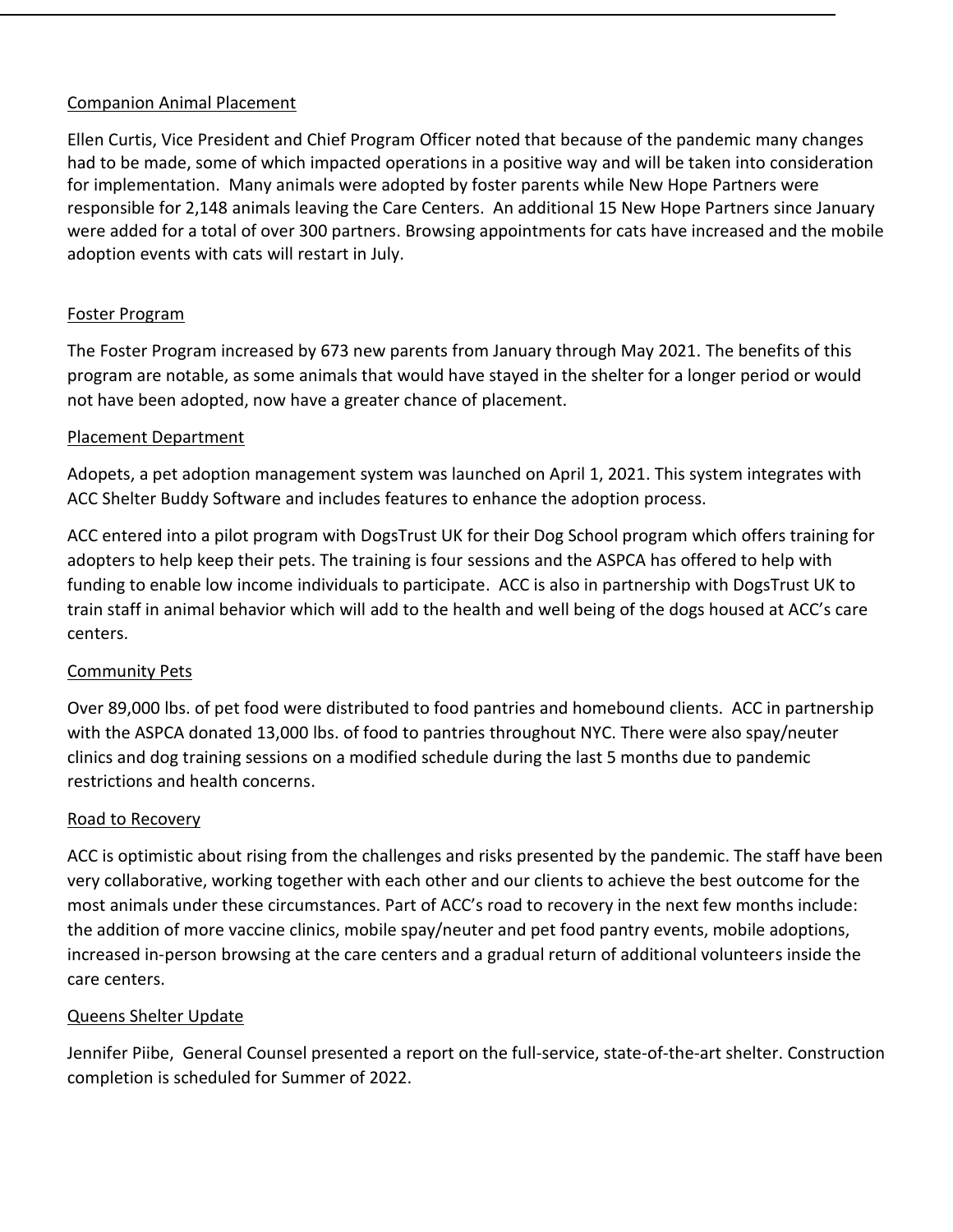## Companion Animal Placement

Ellen Curtis, Vice President and Chief Program Officer noted that because of the pandemic many changes had to be made, some of which impacted operations in a positive way and will be taken into consideration for implementation. Many animals were adopted by foster parents while New Hope Partners were responsible for 2,148 animals leaving the Care Centers. An additional 15 New Hope Partners since January were added for a total of over 300 partners. Browsing appointments for cats have increased and the mobile adoption events with cats will restart in July.

## Foster Program

The Foster Program increased by 673 new parents from January through May 2021. The benefits of this program are notable, as some animals that would have stayed in the shelter for a longer period or would not have been adopted, now have a greater chance of placement.

## Placement Department

Adopets, a pet adoption management system was launched on April 1, 2021. This system integrates with ACC Shelter Buddy Software and includes features to enhance the adoption process.

ACC entered into a pilot program with DogsTrust UK for their Dog School program which offers training for adopters to help keep their pets. The training is four sessions and the ASPCA has offered to help with funding to enable low income individuals to participate. ACC is also in partnership with DogsTrust UK to train staff in animal behavior which will add to the health and well being of the dogs housed at ACC's care centers.

## Community Pets

Over 89,000 lbs. of pet food were distributed to food pantries and homebound clients. ACC in partnership with the ASPCA donated 13,000 lbs. of food to pantries throughout NYC. There were also spay/neuter clinics and dog training sessions on a modified schedule during the last 5 months due to pandemic restrictions and health concerns.

## Road to Recovery

ACC is optimistic about rising from the challenges and risks presented by the pandemic. The staff have been very collaborative, working together with each other and our clients to achieve the best outcome for the most animals under these circumstances. Part of ACC's road to recovery in the next few months include: the addition of more vaccine clinics, mobile spay/neuter and pet food pantry events, mobile adoptions, increased in-person browsing at the care centers and a gradual return of additional volunteers inside the care centers.

## Queens Shelter Update

Jennifer Piibe, General Counsel presented a report on the full-service, state-of-the-art shelter. Construction completion is scheduled for Summer of 2022.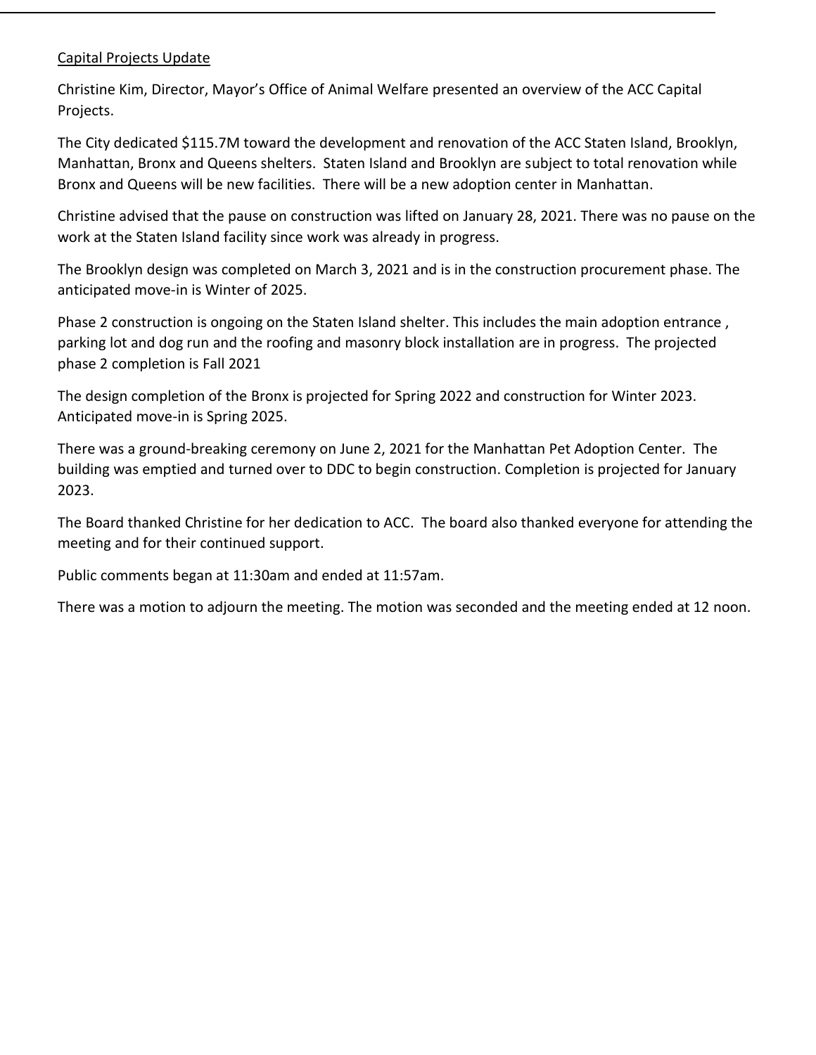Capital Projects Update

Christine Kim, Director, Mayor's Office of Animal Welfare presented an overview of the ACC Capital Projects.

The City dedicated $115.7M toward the development and renovation of the ACC Staten Island, Brooklyn, Manhattan, Bronx and Queens shelters. Staten Island and Brooklyn are subject to total renovation while Bronx and Queens will be new facilities. There will be a new adoption center in Manhattan.

Christine advised that the pause on construction was lifted on January 28, 2021. There was no pause on the work at the Staten Island facility since work was already in progress.

The Brooklyn design was completed on March 3, 2021 and is in the construction procurement phase. The anticipated move-in is Winter of 2025.

Phase 2 construction is ongoing on the Staten Island shelter. This includes the main adoption entrance , parking lot and dog run and the roofing and masonry block installation are in progress. The projected phase 2 completion is Fall 2021

The design completion of the Bronx is projected for Spring 2022 and construction for Winter 2023. Anticipated move-in is Spring 2025.

There was a ground-breaking ceremony on June 2, 2021 for the Manhattan Pet Adoption Center. The building was emptied and turned over to DDC to begin construction. Completion is projected for January 2023.

The Board thanked Christine for her dedication to ACC. The board also thanked everyone for attending the meeting and for their continued support.

Public comments began at 11:30am and ended at 11:57am.

There was a motion to adjourn the meeting. The motion was seconded and the meeting ended at 12 noon.